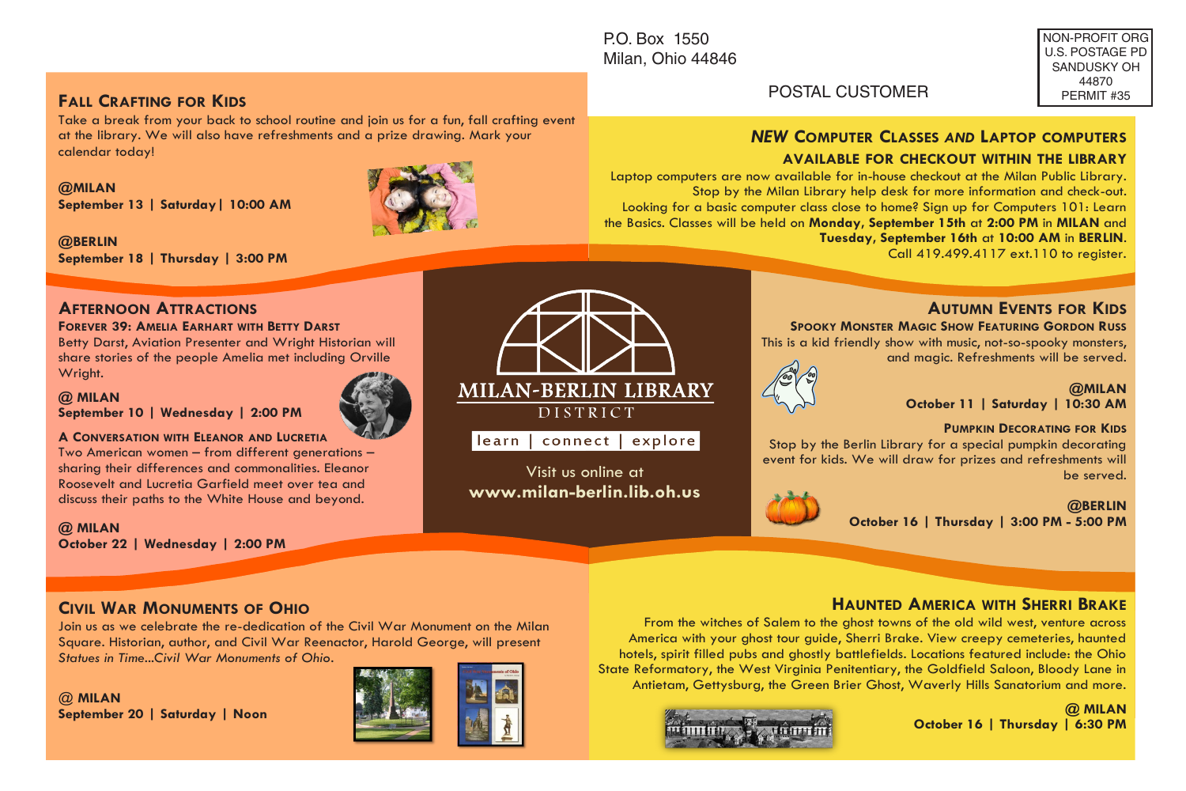P.O. Box 1550
Milan, Ohio 44846

NON-PROFIT ORG
U.S. POSTAGE PD
SANDUSKY OH
44870
PERMIT #35

POSTAL CUSTOMER

## Fall Crafting for Kids

Take a break from your back to school routine and join us for a fun, fall crafting event at the library. We will also have refreshments and a prize drawing. Mark your calendar today!

**@MILAN**
**September 13 | Saturday | 10:00 AM**

**@BERLIN**
**September 18 | Thursday | 3:00 PM**

## Afternoon Attractions

### Forever 39: Amelia Earhart with Betty Darst

Betty Darst, Aviation Presenter and Wright Historian will share stories of the people Amelia met including Orville Wright.

**@ MILAN**
**September 10 | Wednesday | 2:00 PM**

### A Conversation with Eleanor and Lucretia

Two American women – from different generations – sharing their differences and commonalities. Eleanor Roosevelt and Lucretia Garfield meet over tea and discuss their paths to the White House and beyond.

**@ MILAN**
**October 22 | Wednesday | 2:00 PM**

## Civil War Monuments of Ohio

Join us as we celebrate the re-dedication of the Civil War Monument on the Milan Square. Historian, author, and Civil War Reenactor, Harold George, will present *Statues in Time...Civil War Monuments of Ohio*.

**@ MILAN**
**September 20 | Saturday | Noon**

## *NEW* Computer Classes *and* Laptop computers available for checkout within the library

Laptop computers are now available for in-house checkout at the Milan Public Library. Stop by the Milan Library help desk for more information and check-out.

Looking for a basic computer class close to home? Sign up for Computers 101: Learn the Basics. Classes will be held on **Monday, September 15th** at **2:00 PM** in **MILAN** and **Tuesday, September 16th** at **10:00 AM** in **BERLIN**. Call 419.499.4117 ext.110 to register.

**MILAN-BERLIN LIBRARY**
DISTRICT

learn | connect | explore

Visit us online at
**www.milan-berlin.lib.oh.us**

## Autumn Events for Kids

### Spooky Monster Magic Show Featuring Gordon Russ

This is a kid friendly show with music, not-so-spooky monsters, and magic. Refreshments will be served.

**@MILAN**
**October 11 | Saturday | 10:30 AM**

### Pumpkin Decorating for Kids

Stop by the Berlin Library for a special pumpkin decorating event for kids. We will draw for prizes and refreshments will be served.

**@BERLIN**
**October 16 | Thursday | 3:00 PM - 5:00 PM**

## Haunted America with Sherri Brake

From the witches of Salem to the ghost towns of the old wild west, venture across America with your ghost tour guide, Sherri Brake. View creepy cemeteries, haunted hotels, spirit filled pubs and ghostly battlefields. Locations featured include: the Ohio State Reformatory, the West Virginia Penitentiary, the Goldfield Saloon, Bloody Lane in Antietam, Gettysburg, the Green Brier Ghost, Waverly Hills Sanatorium and more.

**@ MILAN**
**October 16 | Thursday | 6:30 PM**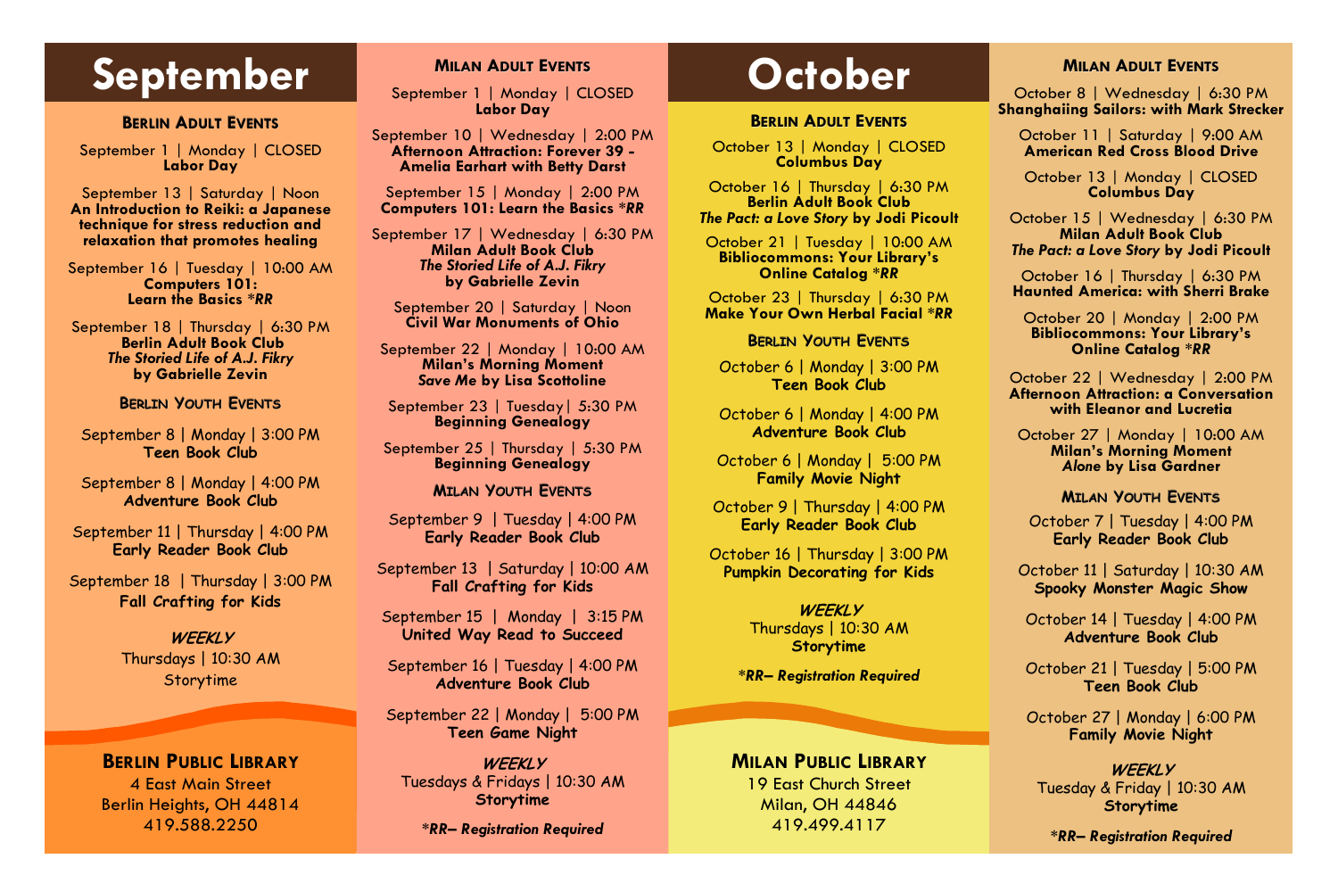# September

### Berlin Adult Events

September 1 | Monday | CLOSED
**Labor Day**

September 13 | Saturday | Noon
**An Introduction to Reiki: a Japanese technique for stress reduction and relaxation that promotes healing**

September 16 | Tuesday | 10:00 AM
**Computers 101: Learn the Basics *RR**

September 18 | Thursday | 6:30 PM
**Berlin Adult Book Club**
***The Storied Life of A.J. Fikry***
**by Gabrielle Zevin**

### Berlin Youth Events

September 8 | Monday | 3:00 PM
**Teen Book Club**

September 8 | Monday | 4:00 PM
**Adventure Book Club**

September 11 | Thursday | 4:00 PM
**Early Reader Book Club**

September 18 | Thursday | 3:00 PM
**Fall Crafting for Kids**

***WEEKLY***
Thursdays | 10:30 AM
Storytime

**Berlin Public Library**
4 East Main Street
Berlin Heights, OH 44814
419.588.2250

### Milan Adult Events

September 1 | Monday | CLOSED
**Labor Day**

September 10 | Wednesday | 2:00 PM
**Afternoon Attraction: Forever 39 - Amelia Earhart with Betty Darst**

September 15 | Monday | 2:00 PM
**Computers 101: Learn the Basics *RR**

September 17 | Wednesday | 6:30 PM
**Milan Adult Book Club**
***The Storied Life of A.J. Fikry***
**by Gabrielle Zevin**

September 20 | Saturday | Noon
**Civil War Monuments of Ohio**

September 22 | Monday | 10:00 AM
**Milan's Morning Moment**
***Save Me* by Lisa Scottoline**

September 23 | Tuesday| 5:30 PM
**Beginning Genealogy**

September 25 | Thursday | 5:30 PM
**Beginning Genealogy**

### Milan Youth Events

September 9 | Tuesday | 4:00 PM
**Early Reader Book Club**

September 13 | Saturday | 10:00 AM
**Fall Crafting for Kids**

September 15 | Monday | 3:15 PM
**United Way Read to Succeed**

September 16 | Tuesday | 4:00 PM
**Adventure Book Club**

September 22 | Monday | 5:00 PM
**Teen Game Night**

***WEEKLY***
Tuesdays & Fridays | 10:30 AM
**Storytime**

****RR– Registration Required***

# October

### Berlin Adult Events

October 13 | Monday | CLOSED
**Columbus Day**

October 16 | Thursday | 6:30 PM
**Berlin Adult Book Club**
***The Pact: a Love Story* by Jodi Picoult**

October 21 | Tuesday | 10:00 AM
**Bibliocommons: Your Library's Online Catalog *RR**

October 23 | Thursday | 6:30 PM
**Make Your Own Herbal Facial *RR**

### Berlin Youth Events

October 6 | Monday | 3:00 PM
**Teen Book Club**

October 6 | Monday | 4:00 PM
**Adventure Book Club**

October 6 | Monday | 5:00 PM
**Family Movie Night**

October 9 | Thursday | 4:00 PM
**Early Reader Book Club**

October 16 | Thursday | 3:00 PM
**Pumpkin Decorating for Kids**

***WEEKLY***
Thursdays | 10:30 AM
**Storytime**

****RR– Registration Required***

**Milan Public Library**
19 East Church Street
Milan, OH 44846
419.499.4117

### Milan Adult Events

October 8 | Wednesday | 6:30 PM
**Shanghaiing Sailors: with Mark Strecker**

October 11 | Saturday | 9:00 AM
**American Red Cross Blood Drive**

October 13 | Monday | CLOSED
**Columbus Day**

October 15 | Wednesday | 6:30 PM
**Milan Adult Book Club**
***The Pact: a Love Story* by Jodi Picoult**

October 16 | Thursday | 6:30 PM
**Haunted America: with Sherri Brake**

October 20 | Monday | 2:00 PM
**Bibliocommons: Your Library's Online Catalog *RR**

October 22 | Wednesday | 2:00 PM
**Afternoon Attraction: a Conversation with Eleanor and Lucretia**

October 27 | Monday | 10:00 AM
**Milan's Morning Moment**
***Alone* by Lisa Gardner**

### Milan Youth Events

October 7 | Tuesday | 4:00 PM
**Early Reader Book Club**

October 11 | Saturday | 10:30 AM
**Spooky Monster Magic Show**

October 14 | Tuesday | 4:00 PM
**Adventure Book Club**

October 21 | Tuesday | 5:00 PM
**Teen Book Club**

October 27 | Monday | 6:00 PM
**Family Movie Night**

***WEEKLY***
Tuesday & Friday | 10:30 AM
**Storytime**

****RR– Registration Required***